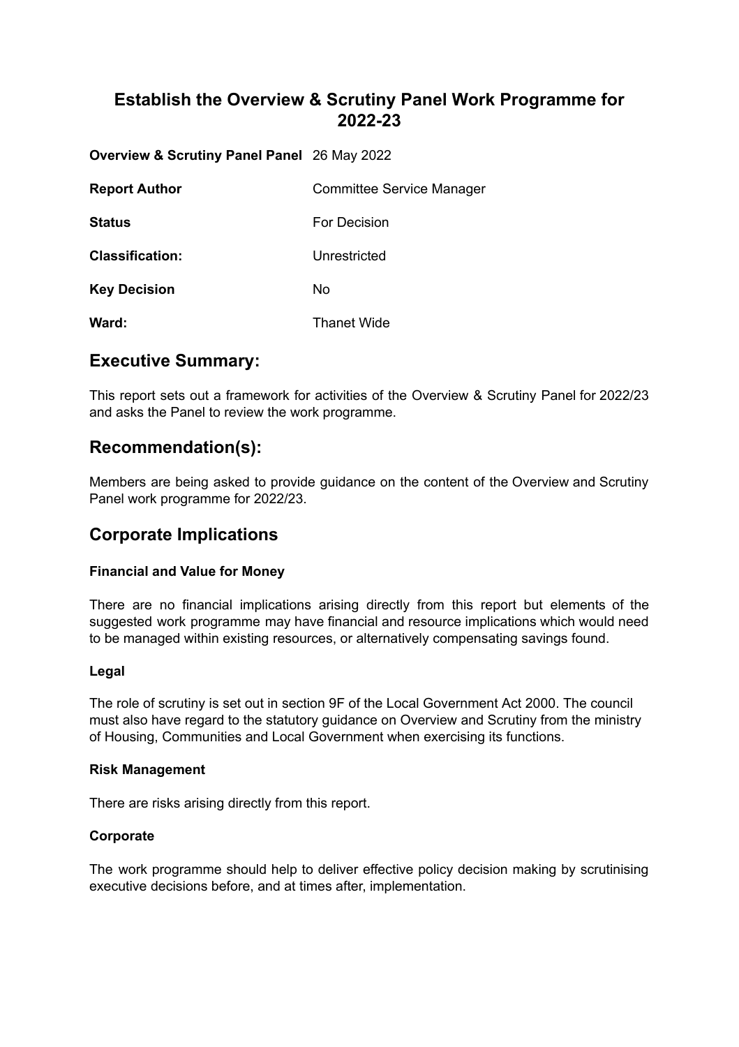# Establish the Overview & Scrutiny Panel Work Programme for 2022-23

| | |
|---|---|
| **Overview & Scrutiny Panel Panel** | 26 May 2022 |
| **Report Author** | Committee Service Manager |
| **Status** | For Decision |
| **Classification:** | Unrestricted |
| **Key Decision** | No |
| **Ward:** | Thanet Wide |

## Executive Summary:

This report sets out a framework for activities of the Overview & Scrutiny Panel for 2022/23 and asks the Panel to review the work programme.

## Recommendation(s):

Members are being asked to provide guidance on the content of the Overview and Scrutiny Panel work programme for 2022/23.

## Corporate Implications

### Financial and Value for Money

There are no financial implications arising directly from this report but elements of the suggested work programme may have financial and resource implications which would need to be managed within existing resources, or alternatively compensating savings found.

### Legal

The role of scrutiny is set out in section 9F of the Local Government Act 2000. The council must also have regard to the statutory guidance on Overview and Scrutiny from the ministry of Housing, Communities and Local Government when exercising its functions.

### Risk Management

There are risks arising directly from this report.

### Corporate

The work programme should help to deliver effective policy decision making by scrutinising executive decisions before, and at times after, implementation.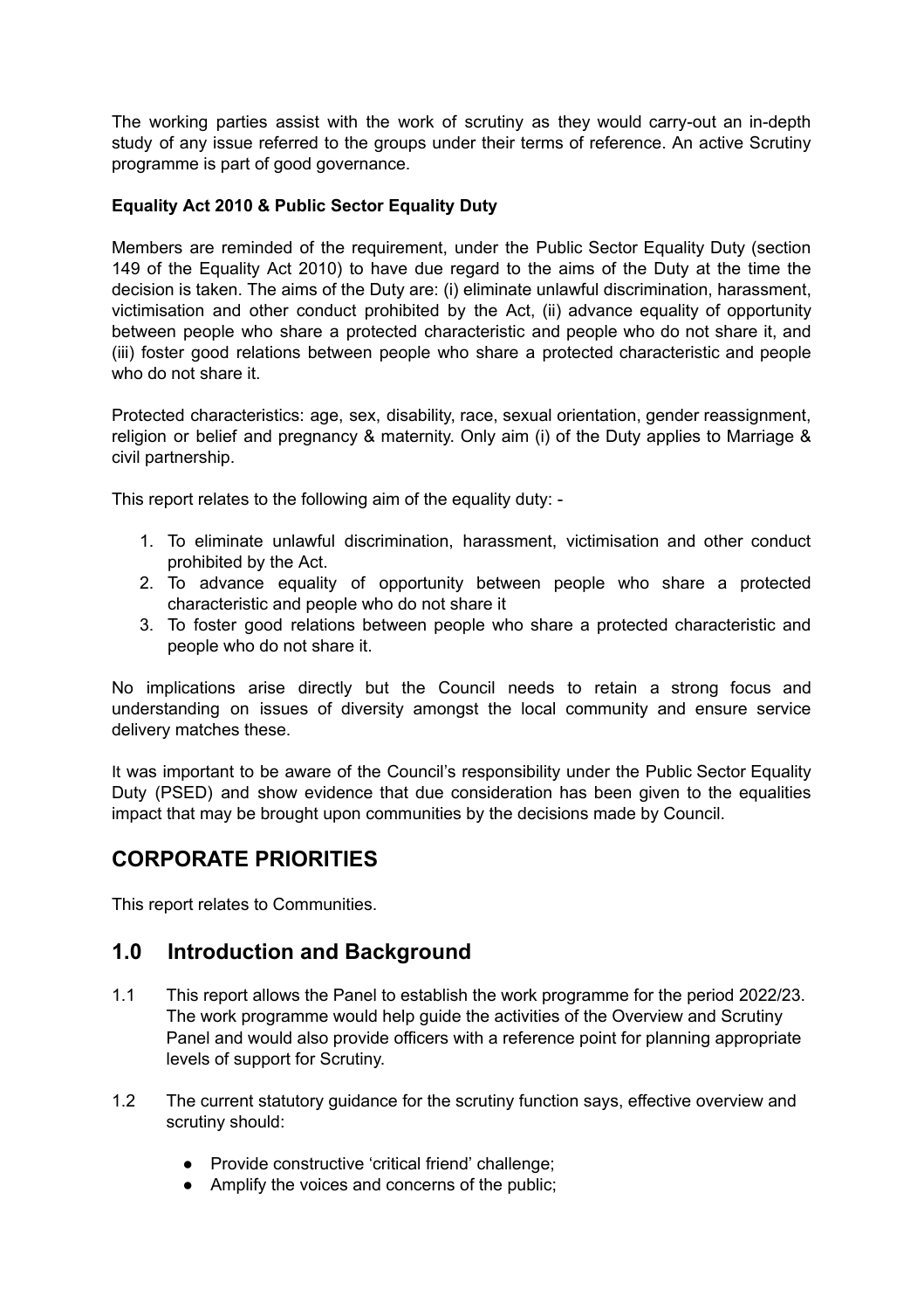The working parties assist with the work of scrutiny as they would carry-out an in-depth study of any issue referred to the groups under their terms of reference. An active Scrutiny programme is part of good governance.

**Equality Act 2010 & Public Sector Equality Duty**

Members are reminded of the requirement, under the Public Sector Equality Duty (section 149 of the Equality Act 2010) to have due regard to the aims of the Duty at the time the decision is taken. The aims of the Duty are: (i) eliminate unlawful discrimination, harassment, victimisation and other conduct prohibited by the Act, (ii) advance equality of opportunity between people who share a protected characteristic and people who do not share it, and (iii) foster good relations between people who share a protected characteristic and people who do not share it.

Protected characteristics: age, sex, disability, race, sexual orientation, gender reassignment, religion or belief and pregnancy & maternity. Only aim (i) of the Duty applies to Marriage & civil partnership.

This report relates to the following aim of the equality duty: -

1. To eliminate unlawful discrimination, harassment, victimisation and other conduct prohibited by the Act.
2. To advance equality of opportunity between people who share a protected characteristic and people who do not share it
3. To foster good relations between people who share a protected characteristic and people who do not share it.

No implications arise directly but the Council needs to retain a strong focus and understanding on issues of diversity amongst the local community and ensure service delivery matches these.

It was important to be aware of the Council's responsibility under the Public Sector Equality Duty (PSED) and show evidence that due consideration has been given to the equalities impact that may be brought upon communities by the decisions made by Council.

## CORPORATE PRIORITIES

This report relates to Communities.

## 1.0 Introduction and Background

1.1 This report allows the Panel to establish the work programme for the period 2022/23. The work programme would help guide the activities of the Overview and Scrutiny Panel and would also provide officers with a reference point for planning appropriate levels of support for Scrutiny.

1.2 The current statutory guidance for the scrutiny function says, effective overview and scrutiny should:

- Provide constructive 'critical friend' challenge;
- Amplify the voices and concerns of the public;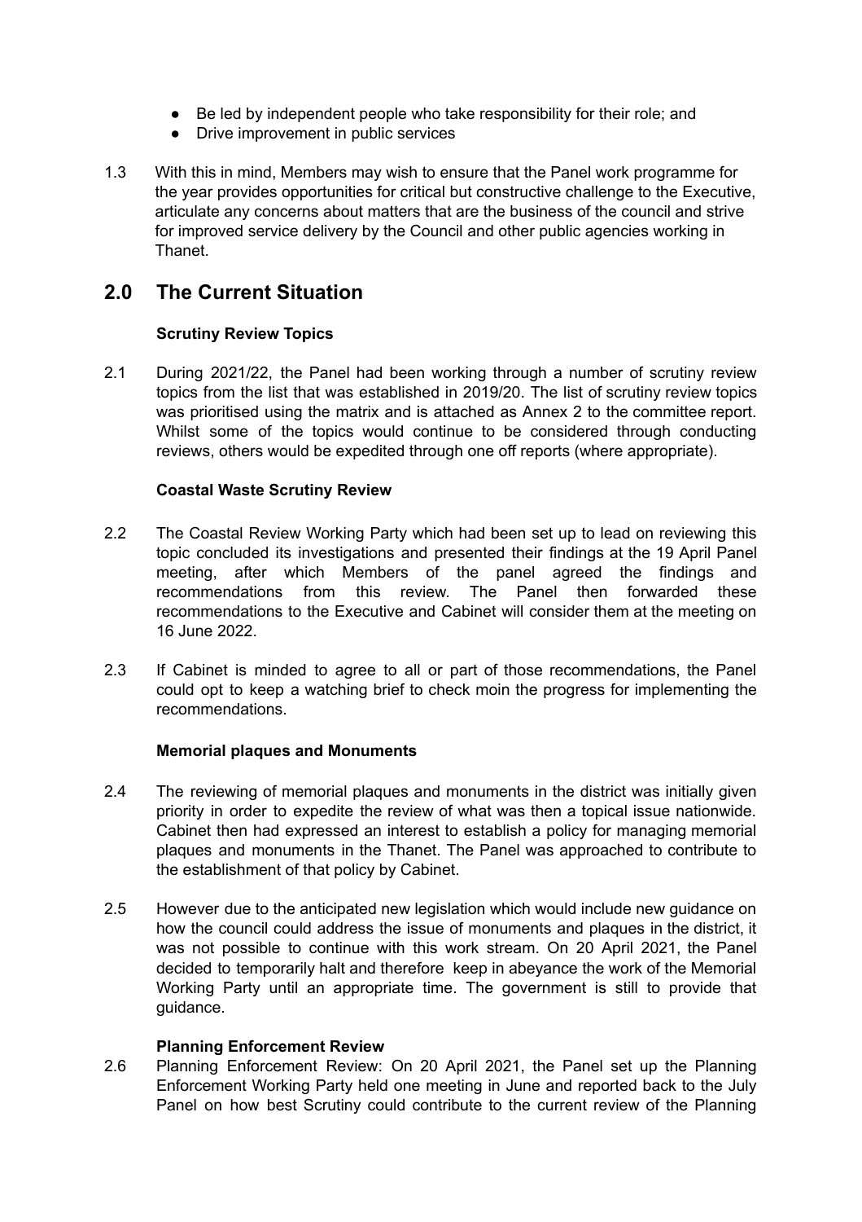- Be led by independent people who take responsibility for their role; and
- Drive improvement in public services

1.3 With this in mind, Members may wish to ensure that the Panel work programme for the year provides opportunities for critical but constructive challenge to the Executive, articulate any concerns about matters that are the business of the council and strive for improved service delivery by the Council and other public agencies working in Thanet.

## 2.0 The Current Situation

**Scrutiny Review Topics**

2.1 During 2021/22, the Panel had been working through a number of scrutiny review topics from the list that was established in 2019/20. The list of scrutiny review topics was prioritised using the matrix and is attached as Annex 2 to the committee report. Whilst some of the topics would continue to be considered through conducting reviews, others would be expedited through one off reports (where appropriate).

**Coastal Waste Scrutiny Review**

2.2 The Coastal Review Working Party which had been set up to lead on reviewing this topic concluded its investigations and presented their findings at the 19 April Panel meeting, after which Members of the panel agreed the findings and recommendations from this review. The Panel then forwarded these recommendations to the Executive and Cabinet will consider them at the meeting on 16 June 2022.

2.3 If Cabinet is minded to agree to all or part of those recommendations, the Panel could opt to keep a watching brief to check moin the progress for implementing the recommendations.

**Memorial plaques and Monuments**

2.4 The reviewing of memorial plaques and monuments in the district was initially given priority in order to expedite the review of what was then a topical issue nationwide. Cabinet then had expressed an interest to establish a policy for managing memorial plaques and monuments in the Thanet. The Panel was approached to contribute to the establishment of that policy by Cabinet.

2.5 However due to the anticipated new legislation which would include new guidance on how the council could address the issue of monuments and plaques in the district, it was not possible to continue with this work stream. On 20 April 2021, the Panel decided to temporarily halt and therefore keep in abeyance the work of the Memorial Working Party until an appropriate time. The government is still to provide that guidance.

**Planning Enforcement Review**

2.6 Planning Enforcement Review: On 20 April 2021, the Panel set up the Planning Enforcement Working Party held one meeting in June and reported back to the July Panel on how best Scrutiny could contribute to the current review of the Planning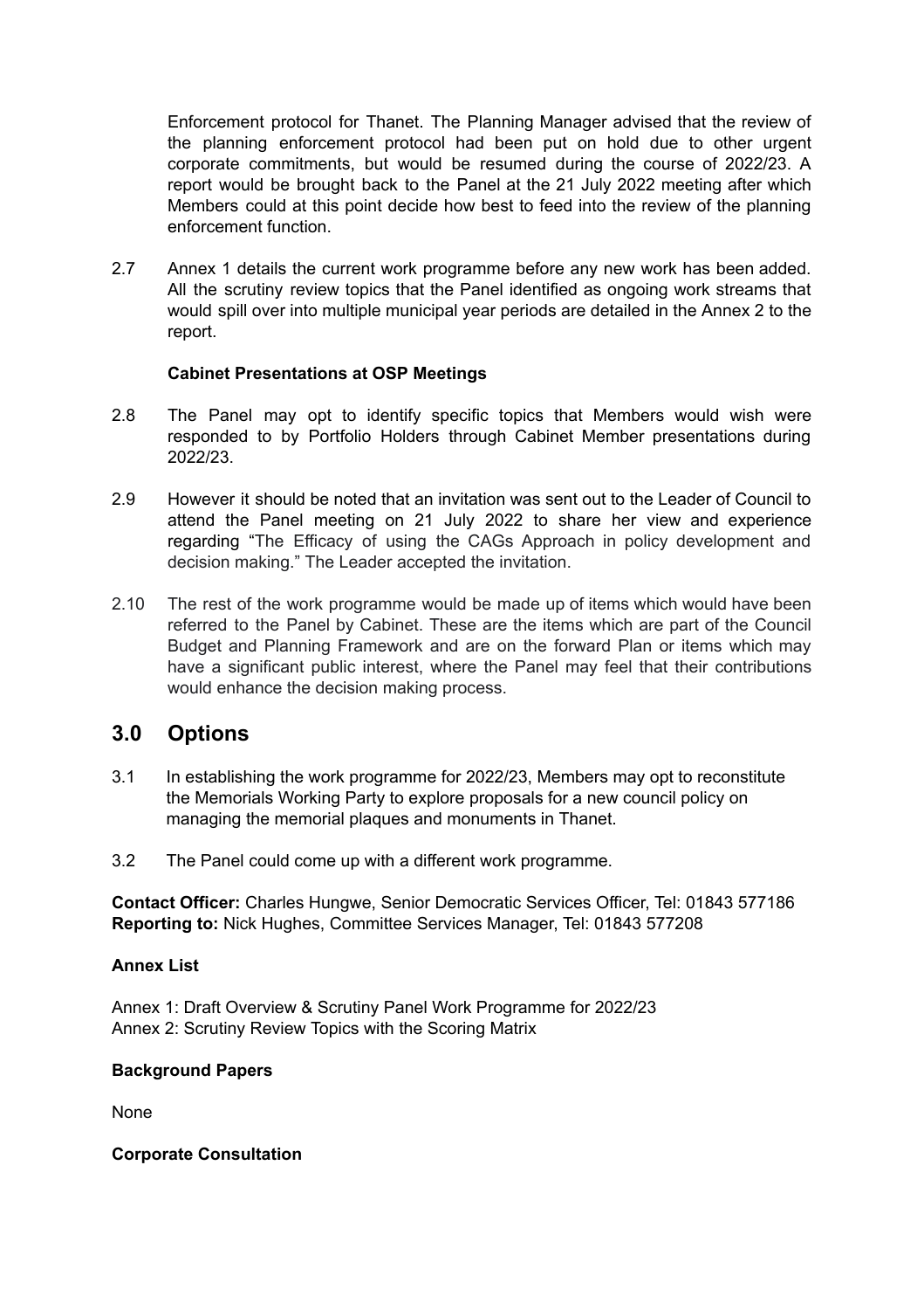Enforcement protocol for Thanet. The Planning Manager advised that the review of the planning enforcement protocol had been put on hold due to other urgent corporate commitments, but would be resumed during the course of 2022/23. A report would be brought back to the Panel at the 21 July 2022 meeting after which Members could at this point decide how best to feed into the review of the planning enforcement function.

2.7 Annex 1 details the current work programme before any new work has been added. All the scrutiny review topics that the Panel identified as ongoing work streams that would spill over into multiple municipal year periods are detailed in the Annex 2 to the report.

**Cabinet Presentations at OSP Meetings**

2.8 The Panel may opt to identify specific topics that Members would wish were responded to by Portfolio Holders through Cabinet Member presentations during 2022/23.

2.9 However it should be noted that an invitation was sent out to the Leader of Council to attend the Panel meeting on 21 July 2022 to share her view and experience regarding "The Efficacy of using the CAGs Approach in policy development and decision making." The Leader accepted the invitation.

2.10 The rest of the work programme would be made up of items which would have been referred to the Panel by Cabinet. These are the items which are part of the Council Budget and Planning Framework and are on the forward Plan or items which may have a significant public interest, where the Panel may feel that their contributions would enhance the decision making process.

## 3.0 Options

3.1 In establishing the work programme for 2022/23, Members may opt to reconstitute the Memorials Working Party to explore proposals for a new council policy on managing the memorial plaques and monuments in Thanet.

3.2 The Panel could come up with a different work programme.

**Contact Officer:** Charles Hungwe, Senior Democratic Services Officer, Tel: 01843 577186
**Reporting to:** Nick Hughes, Committee Services Manager, Tel: 01843 577208

**Annex List**

Annex 1: Draft Overview & Scrutiny Panel Work Programme for 2022/23
Annex 2: Scrutiny Review Topics with the Scoring Matrix

**Background Papers**

None

**Corporate Consultation**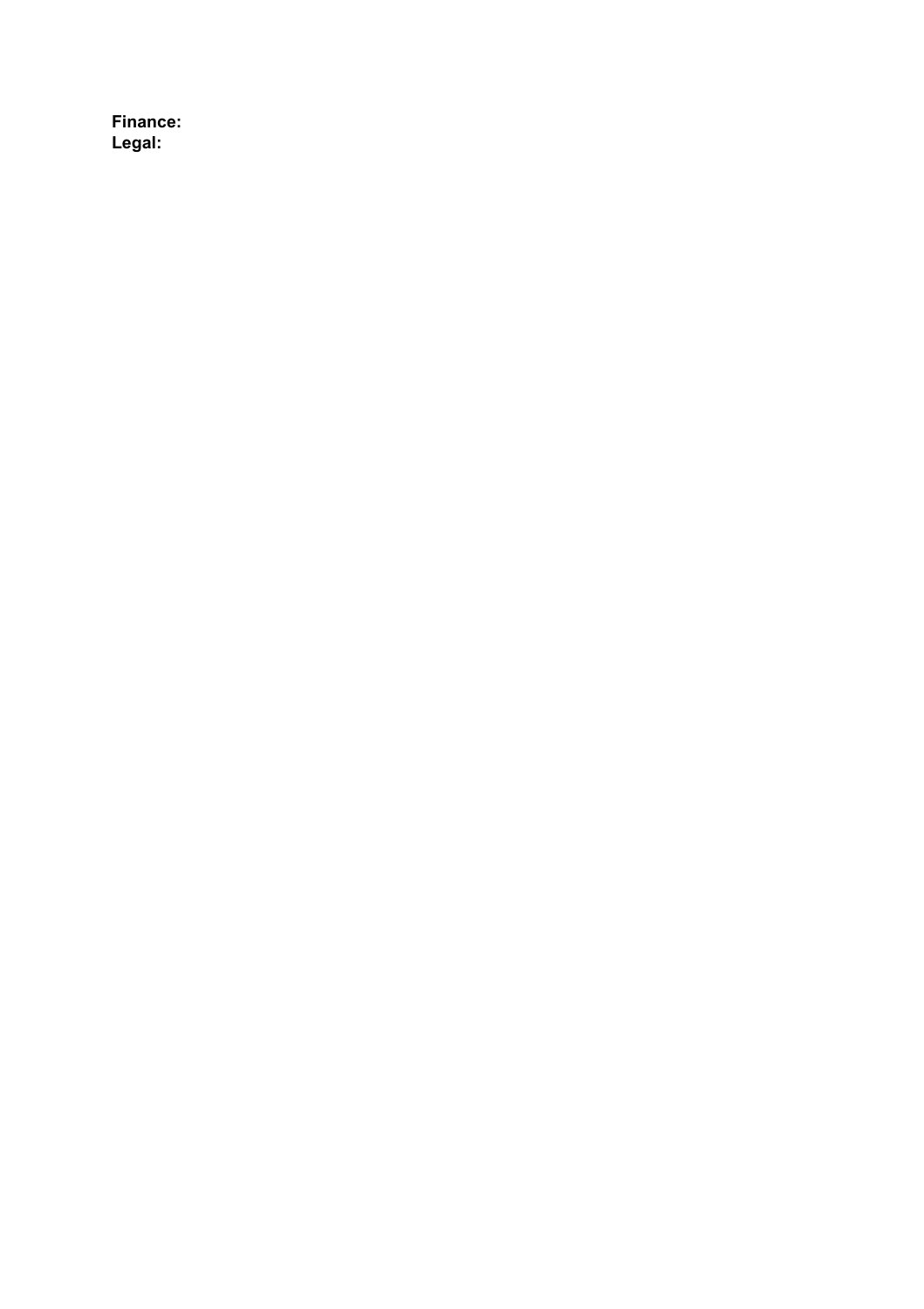**Finance:**
**Legal:**